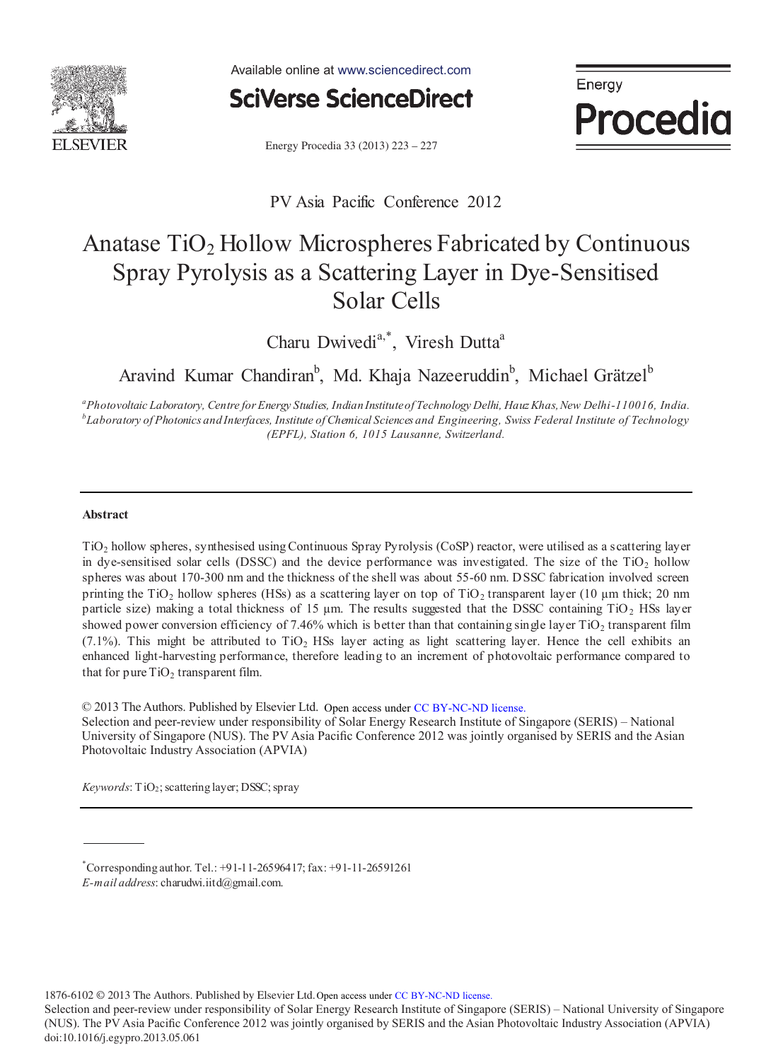PV Asia Pacific Conference 2012

# Anatase $TiO_2$ Hollow Microspheres Fabricated by Continuous Spray Pyrolysis as a Scattering Layer in Dye-Sensitised Solar Cells

Charu Dwivedi[a,*], Viresh Dutta[a]

Aravind Kumar Chandiran[b], Md. Khaja Nazeeruddin[b], Michael Grätzel[b]

*[a]Photovoltaic Laboratory, Centre for Energy Studies, Indian Institute of Technology Delhi, Hauz Khas, New Delhi-110016, India.*
*[b]Laboratory of Photonics and Interfaces, Institute of Chemical Sciences and Engineering, Swiss Federal Institute of Technology (EPFL), Station 6, 1015 Lausanne, Switzerland.*

---

**Abstract**

$TiO_2$ hollow spheres, synthesised using Continuous Spray Pyrolysis (CoSP) reactor, were utilised as a scattering layer in dye-sensitised solar cells (DSSC) and the device performance was investigated. The size of the $TiO_2$ hollow spheres was about 170-300 nm and the thickness of the shell was about 55-60 nm. DSSC fabrication involved screen printing the $TiO_2$ hollow spheres (HSs) as a scattering layer on top of $TiO_2$ transparent layer (10 µm thick; 20 nm particle size) making a total thickness of 15 µm. The results suggested that the DSSC containing $TiO_2$ HSs layer showed power conversion efficiency of 7.46% which is better than that containing single layer $TiO_2$ transparent film (7.1%). This might be attributed to $TiO_2$ HSs layer acting as light scattering layer. Hence the cell exhibits an enhanced light-harvesting performance, therefore leading to an increment of photovoltaic performance compared to that for pure $TiO_2$ transparent film.

© 2013 The Authors. Published by Elsevier Ltd. Open access under CC BY-NC-ND license.
Selection and peer-review under responsibility of Solar Energy Research Institute of Singapore (SERIS) – National University of Singapore (NUS). The PV Asia Pacific Conference 2012 was jointly organised by SERIS and the Asian Photovoltaic Industry Association (APVIA)

*Keywords*: $TiO_2$; scattering layer; DSSC; spray

---

*Corresponding author. Tel.: +91-11-26596417; fax: +91-11-26591261
*E-mail address*: charudwi.iitd@gmail.com.

1876-6102 © 2013 The Authors. Published by Elsevier Ltd. Open access under CC BY-NC-ND license.
Selection and peer-review under responsibility of Solar Energy Research Institute of Singapore (SERIS) – National University of Singapore (NUS). The PV Asia Pacific Conference 2012 was jointly organised by SERIS and the Asian Photovoltaic Industry Association (APVIA)
doi:10.1016/j.egypro.2013.05.061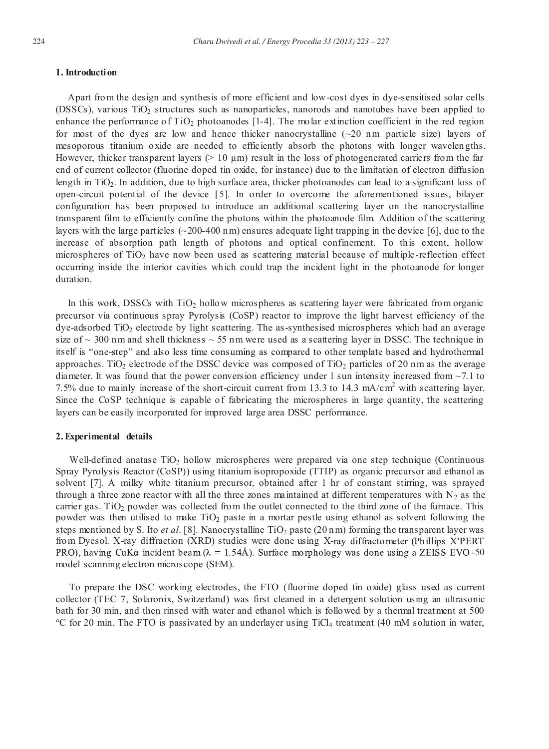## 1. Introduction

Apart from the design and synthesis of more efficient and low-cost dyes in dye-sensitised solar cells (DSSCs), various $TiO_2$ structures such as nanoparticles, nanorods and nanotubes have been applied to enhance the performance of $TiO_2$ photoanodes [1-4]. The molar extinction coefficient in the red region for most of the dyes are low and hence thicker nanocrystalline (~20 nm particle size) layers of mesoporous titanium oxide are needed to efficiently absorb the photons with longer wavelengths. However, thicker transparent layers (> 10 µm) result in the loss of photogenerated carriers from the far end of current collector (fluorine doped tin oxide, for instance) due to the limitation of electron diffusion length in $TiO_2$. In addition, due to high surface area, thicker photoanodes can lead to a significant loss of open-circuit potential of the device [5]. In order to overcome the aforementioned issues, bilayer configuration has been proposed to introduce an additional scattering layer on the nanocrystalline transparent film to efficiently confine the photons within the photoanode film. Addition of the scattering layers with the large particles (~200-400 nm) ensures adequate light trapping in the device [6], due to the increase of absorption path length of photons and optical confinement. To this extent, hollow microspheres of $TiO_2$ have now been used as scattering material because of multiple-reflection effect occurring inside the interior cavities which could trap the incident light in the photoanode for longer duration.

In this work, DSSCs with $TiO_2$ hollow microspheres as scattering layer were fabricated from organic precursor via continuous spray Pyrolysis (CoSP) reactor to improve the light harvest efficiency of the dye-adsorbed $TiO_2$ electrode by light scattering. The as-synthesised microspheres which had an average size of ~ 300 nm and shell thickness ~ 55 nm were used as a scattering layer in DSSC. The technique in itself is "one-step" and also less time consuming as compared to other template based and hydrothermal approaches. $TiO_2$ electrode of the DSSC device was composed of $TiO_2$ particles of 20 nm as the average diameter. It was found that the power conversion efficiency under 1 sun intensity increased from ~7.1 to 7.5% due to mainly increase of the short-circuit current from 13.3 to 14.3 mA/cm$^2$ with scattering layer. Since the CoSP technique is capable of fabricating the microspheres in large quantity, the scattering layers can be easily incorporated for improved large area DSSC performance.

## 2. Experimental details

Well-defined anatase $TiO_2$ hollow microspheres were prepared via one step technique (Continuous Spray Pyrolysis Reactor (CoSP)) using titanium isopropoxide (TTIP) as organic precursor and ethanol as solvent [7]. A milky white titanium precursor, obtained after 1 hr of constant stirring, was sprayed through a three zone reactor with all the three zones maintained at different temperatures with $N_2$ as the carrier gas. $TiO_2$ powder was collected from the outlet connected to the third zone of the furnace. This powder was then utilised to make $TiO_2$ paste in a mortar pestle using ethanol as solvent following the steps mentioned by S. Ito *et al.* [8]. Nanocrystalline $TiO_2$ paste (20 nm) forming the transparent layer was from Dyesol. X-ray diffraction (XRD) studies were done using X-ray diffractometer (Phillips X'PERT PRO), having CuKα incident beam (λ = 1.54Å). Surface morphology was done using a ZEISS EVO-50 model scanning electron microscope (SEM).

To prepare the DSC working electrodes, the FTO (fluorine doped tin oxide) glass used as current collector (TEC 7, Solaronix, Switzerland) was first cleaned in a detergent solution using an ultrasonic bath for 30 min, and then rinsed with water and ethanol which is followed by a thermal treatment at 500 °C for 20 min. The FTO is passivated by an underlayer using $TiCl_4$ treatment (40 mM solution in water,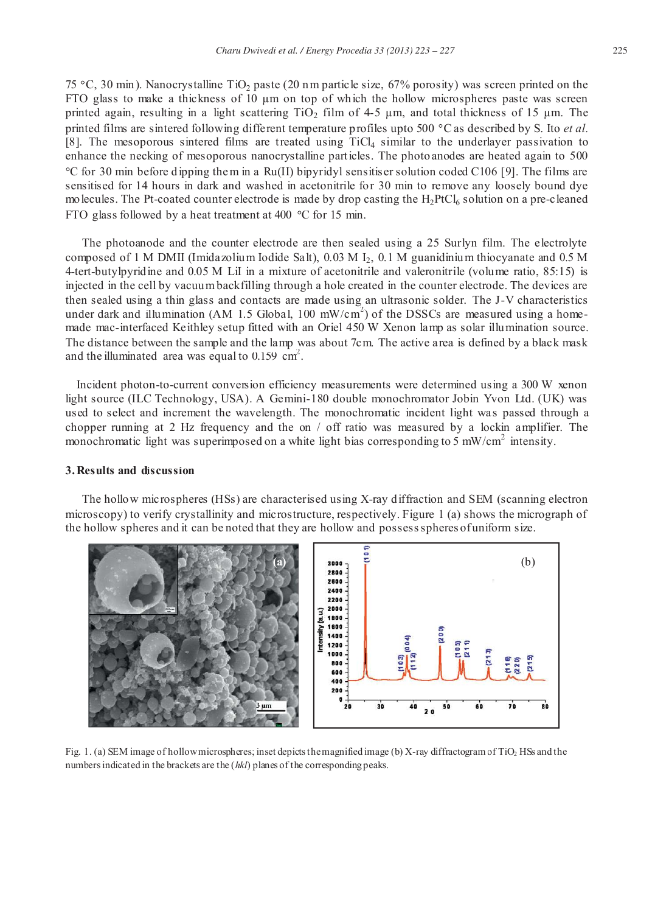75 °C, 30 min). Nanocrystalline $TiO_2$ paste (20 nm particle size, 67% porosity) was screen printed on the FTO glass to make a thickness of 10 µm on top of which the hollow microspheres paste was screen printed again, resulting in a light scattering $TiO_2$ film of 4-5 µm, and total thickness of 15 µm. The printed films are sintered following different temperature profiles upto 500 °C as described by S. Ito *et al.* [8]. The mesoporous sintered films are treated using $TiCl_4$ similar to the underlayer passivation to enhance the necking of mesoporous nanocrystalline particles. The photoanodes are heated again to 500 °C for 30 min before dipping them in a Ru(II) bipyridyl sensitiser solution coded C106 [9]. The films are sensitised for 14 hours in dark and washed in acetonitrile for 30 min to remove any loosely bound dye molecules. The Pt-coated counter electrode is made by drop casting the $H_2PtCl_6$ solution on a pre-cleaned FTO glass followed by a heat treatment at 400 °C for 15 min.

The photoanode and the counter electrode are then sealed using a 25 Surlyn film. The electrolyte composed of 1 M DMII (Imidazolium Iodide Salt), 0.03 M $I_2$, 0.1 M guanidinium thiocyanate and 0.5 M 4-tert-butylpyridine and 0.05 M LiI in a mixture of acetonitrile and valeronitrile (volume ratio, 85:15) is injected in the cell by vacuum backfilling through a hole created in the counter electrode. The devices are then sealed using a thin glass and contacts are made using an ultrasonic solder. The J-V characteristics under dark and illumination (AM 1.5 Global, 100 mW/cm$^2$) of the DSSCs are measured using a home-made mac-interfaced Keithley setup fitted with an Oriel 450 W Xenon lamp as solar illumination source. The distance between the sample and the lamp was about 7cm. The active area is defined by a black mask and the illuminated area was equal to 0.159 cm$^2$.

Incident photon-to-current conversion efficiency measurements were determined using a 300 W xenon light source (ILC Technology, USA). A Gemini-180 double monochromator Jobin Yvon Ltd. (UK) was used to select and increment the wavelength. The monochromatic incident light was passed through a chopper running at 2 Hz frequency and the on / off ratio was measured by a lockin amplifier. The monochromatic light was superimposed on a white light bias corresponding to 5 mW/cm$^2$ intensity.

## 3. Results and discussion

The hollow microspheres (HSs) are characterised using X-ray diffraction and SEM (scanning electron microscopy) to verify crystallinity and microstructure, respectively. Figure 1 (a) shows the micrograph of the hollow spheres and it can be noted that they are hollow and possess spheres of uniform size.

Fig. 1. (a) SEM image of hollow microspheres; inset depicts the magnified image (b) X-ray diffractogram of $TiO_2$ HSs and the numbers indicated in the brackets are the (*hkl*) planes of the corresponding peaks.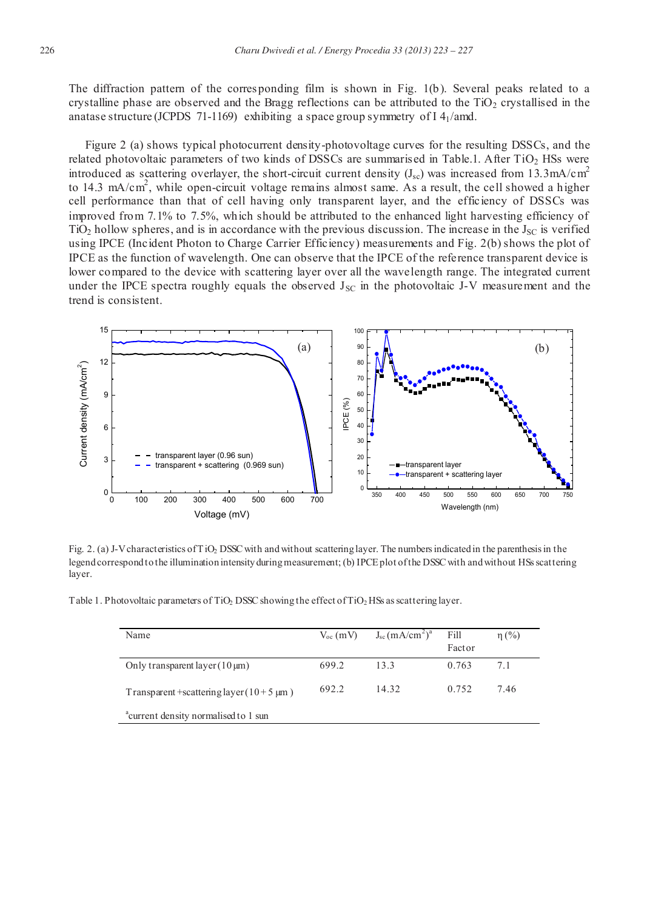The diffraction pattern of the corresponding film is shown in Fig. 1(b). Several peaks related to a crystalline phase are observed and the Bragg reflections can be attributed to the $TiO_2$ crystallised in the anatase structure (JCPDS 71-1169) exhibiting a space group symmetry of I $4_1$/amd.

Figure 2 (a) shows typical photocurrent density-photovoltage curves for the resulting DSSCs, and the related photovoltaic parameters of two kinds of DSSCs are summarised in Table.1. After $TiO_2$ HSs were introduced as scattering overlayer, the short-circuit current density ($J_{sc}$) was increased from 13.3mA/cm$^2$ to 14.3 mA/cm$^2$, while open-circuit voltage remains almost same. As a result, the cell showed a higher cell performance than that of cell having only transparent layer, and the efficiency of DSSCs was improved from 7.1% to 7.5%, which should be attributed to the enhanced light harvesting efficiency of $TiO_2$ hollow spheres, and is in accordance with the previous discussion. The increase in the $J_{SC}$ is verified using IPCE (Incident Photon to Charge Carrier Efficiency) measurements and Fig. 2(b) shows the plot of IPCE as the function of wavelength. One can observe that the IPCE of the reference transparent device is lower compared to the device with scattering layer over all the wavelength range. The integrated current under the IPCE spectra roughly equals the observed $J_{SC}$ in the photovoltaic J-V measurement and the trend is consistent.

Fig. 2. (a) J-V characteristics of $TiO_2$ DSSC with and without scattering layer. The numbers indicated in the parenthesis in the legend correspond to the illumination intensity during measurement; (b) IPCE plot of the DSSC with and without HSs scattering layer.

Table 1. Photovoltaic parameters of $TiO_2$ DSSC showing the effect of $TiO_2$ HSs as scattering layer.

| Name | $V_{oc}$ (mV) | $J_{sc}$ (mA/cm$^2$)[a] | Fill Factor | η (%) |
|---|---|---|---|---|
| Only transparent layer (10 μm) | 699.2 | 13.3 | 0.763 | 7.1 |
| Transparent + scattering layer (10 + 5 μm ) | 692.2 | 14.32 | 0.752 | 7.46 |

[a]current density normalised to 1 sun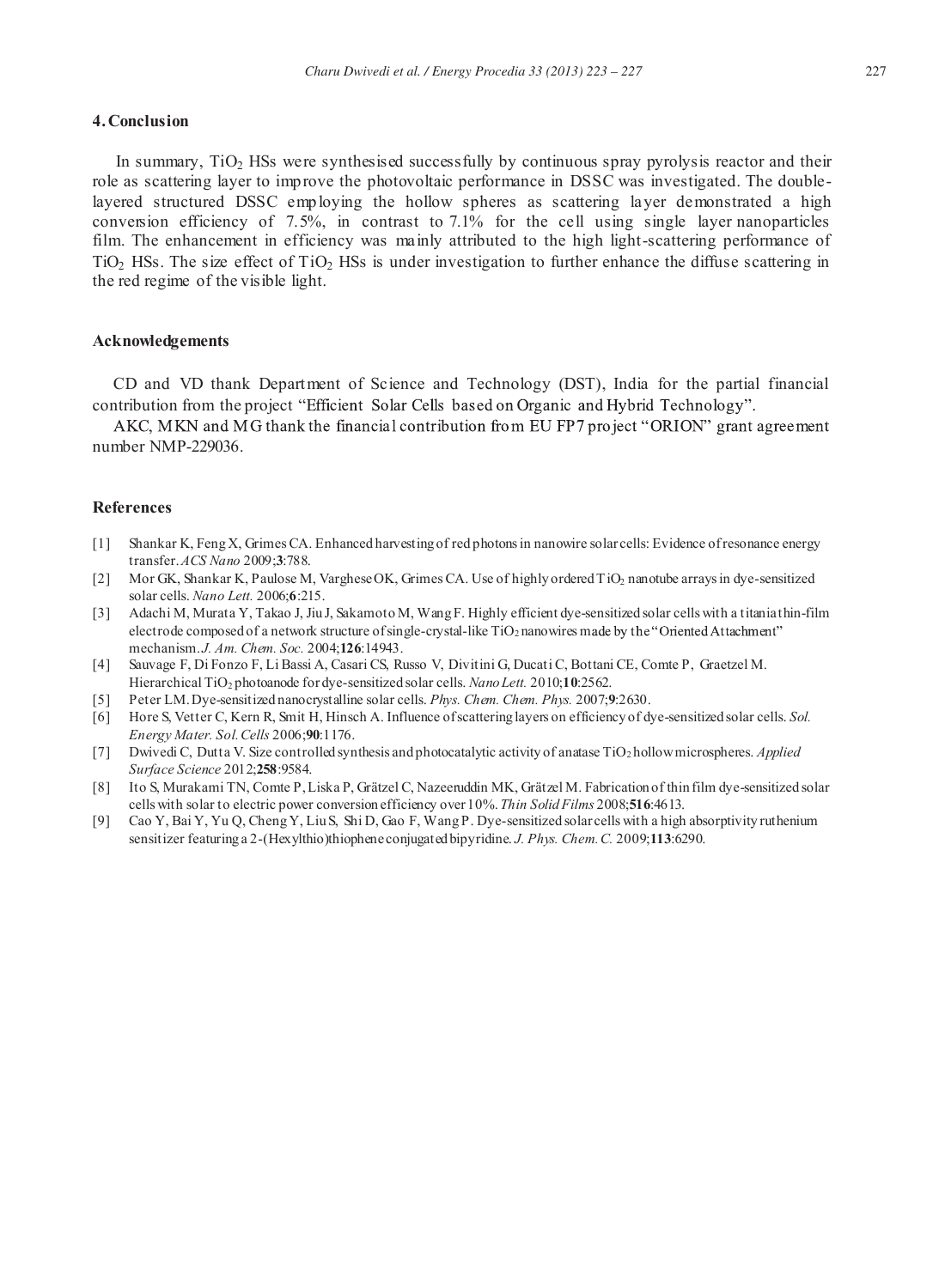## 4. Conclusion

In summary, $TiO_2$ HSs were synthesised successfully by continuous spray pyrolysis reactor and their role as scattering layer to improve the photovoltaic performance in DSSC was investigated. The double-layered structured DSSC employing the hollow spheres as scattering layer demonstrated a high conversion efficiency of 7.5%, in contrast to 7.1% for the cell using single layer nanoparticles film. The enhancement in efficiency was mainly attributed to the high light-scattering performance of $TiO_2$ HSs. The size effect of $TiO_2$ HSs is under investigation to further enhance the diffuse scattering in the red regime of the visible light.

## Acknowledgements

CD and VD thank Department of Science and Technology (DST), India for the partial financial contribution from the project "Efficient Solar Cells based on Organic and Hybrid Technology".

AKC, MKN and MG thank the financial contribution from EU FP7 project "ORION" grant agreement number NMP-229036.

## References

[1] Shankar K, Feng X, Grimes CA. Enhanced harvesting of red photons in nanowire solar cells: Evidence of resonance energy transfer. *ACS Nano* 2009;**3**:788.

[2] Mor GK, Shankar K, Paulose M, Varghese OK, Grimes CA. Use of highly ordered $TiO_2$ nanotube arrays in dye-sensitized solar cells. *Nano Lett.* 2006;**6**:215.

[3] Adachi M, Murata Y, Takao J, Jiu J, Sakamoto M, Wang F. Highly efficient dye-sensitized solar cells with a titania thin-film electrode composed of a network structure of single-crystal-like $TiO_2$ nanowires made by the "Oriented Attachment" mechanism. *J. Am. Chem. Soc.* 2004;**126**:14943.

[4] Sauvage F, Di Fonzo F, Li Bassi A, Casari CS, Russo V, Divitini G, Ducati C, Bottani CE, Comte P, Graetzel M. Hierarchical $TiO_2$ photoanode for dye-sensitized solar cells. *Nano Lett.* 2010;**10**:2562.

[5] Peter LM. Dye-sensitized nanocrystalline solar cells. *Phys. Chem. Chem. Phys.* 2007;**9**:2630.

[6] Hore S, Vetter C, Kern R, Smit H, Hinsch A. Influence of scattering layers on efficiency of dye-sensitized solar cells. *Sol. Energy Mater. Sol. Cells* 2006;**90**:1176.

[7] Dwivedi C, Dutta V. Size controlled synthesis and photocatalytic activity of anatase $TiO_2$ hollow microspheres. *Applied Surface Science* 2012;**258**:9584.

[8] Ito S, Murakami TN, Comte P, Liska P, Grätzel C, Nazeeruddin MK, Grätzel M. Fabrication of thin film dye-sensitized solar cells with solar to electric power conversion efficiency over 10%. *Thin Solid Films* 2008;**516**:4613.

[9] Cao Y, Bai Y, Yu Q, Cheng Y, Liu S, Shi D, Gao F, Wang P. Dye-sensitized solar cells with a high absorptivity ruthenium sensitizer featuring a 2-(Hexylthio)thiophene conjugated bipyridine. *J. Phys. Chem. C.* 2009;**113**:6290.